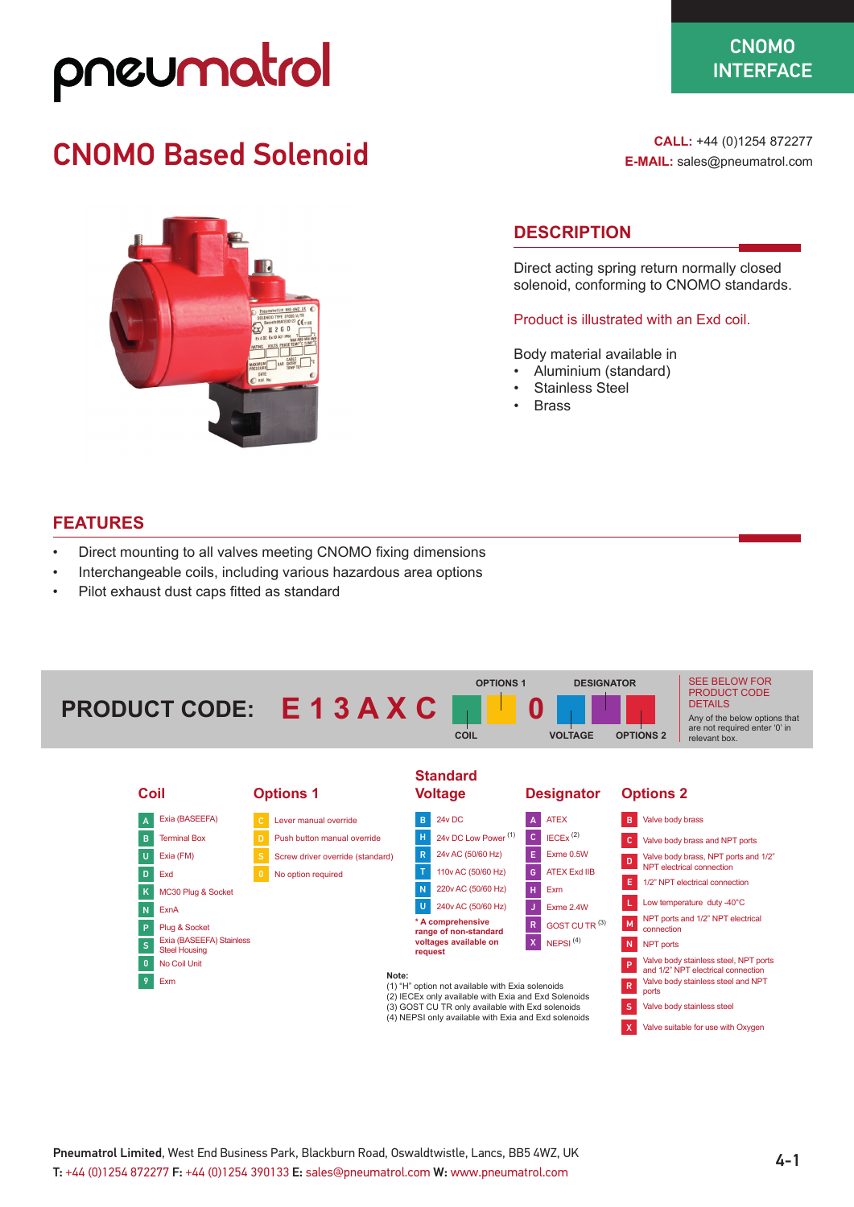pneumatrol

CNOMO INTERFACE

# CNOMO Based Solenoid

**CALL:** +44 (0)1254 872277
**E-MAIL:** sales@pneumatrol.com

## DESCRIPTION

Direct acting spring return normally closed solenoid, conforming to CNOMO standards.

Product is illustrated with an Exd coil.

Body material available in

- Aluminium (standard)
- Stainless Steel
- Brass

## FEATURES

- Direct mounting to all valves meeting CNOMO fixing dimensions
- Interchangeable coils, including various hazardous area options
- Pilot exhaust dust caps fitted as standard

## PRODUCT CODE: E 1 3 A X C [COIL] [OPTIONS 1] 0 [VOLTAGE] [DESIGNATOR] [OPTIONS 2]

SEE BELOW FOR PRODUCT CODE DETAILS

Any of the below options that are not required enter '0' in relevant box.

### Coil

| Code | Description |
|---|---|
| A | Exia (BASEEFA) |
| B | Terminal Box |
| U | Exia (FM) |
| D | Exd |
| K | MC30 Plug & Socket |
| N | ExnA |
| P | Plug & Socket |
| S | Exia (BASEEFA) Stainless Steel Housing |
| 0 | No Coil Unit |
| 9 | Exm |

### Options 1

| Code | Description |
|---|---|
| C | Lever manual override |
| D | Push button manual override |
| S | Screw driver override (standard) |
| 0 | No option required |

### Standard Voltage

| Code | Description |
|---|---|
| B | 24v DC |
| H | 24v DC Low Power (1) |
| R | 24v AC (50/60 Hz) |
| T | 110v AC (50/60 Hz) |
| N | 220v AC (50/60 Hz) |
| U | 240v AC (50/60 Hz) |

\* A comprehensive range of non-standard voltages available on request

### Designator

| Code | Description |
|---|---|
| A | ATEX |
| C | IECEx (2) |
| E | Exme 0.5W |
| G | ATEX Exd IIB |
| H | Exm |
| J | Exme 2.4W |
| R | GOST CU TR (3) |
| X | NEPSI (4) |

### Options 2

| Code | Description |
|---|---|
| B | Valve body brass |
| C | Valve body brass and NPT ports |
| D | Valve body brass, NPT ports and 1/2" NPT electrical connection |
| E | 1/2" NPT electrical connection |
| L | Low temperature duty -40°C |
| M | NPT ports and 1/2" NPT electrical connection |
| N | NPT ports |
| P | Valve body stainless steel, NPT ports and 1/2" NPT electrical connection |
| R | Valve body stainless steel and NPT ports |
| S | Valve body stainless steel |
| X | Valve suitable for use with Oxygen |

**Note:**
(1) "H" option not available with Exia solenoids
(2) IECEx only available with Exia and Exd Solenoids
(3) GOST CU TR only available with Exd solenoids
(4) NEPSI only available with Exia and Exd solenoids

**Pneumatrol Limited**, West End Business Park, Blackburn Road, Oswaldtwistle, Lancs, BB5 4WZ, UK
**T:** +44 (0)1254 872277 **F:** +44 (0)1254 390133 **E:** sales@pneumatrol.com **W:** www.pneumatrol.com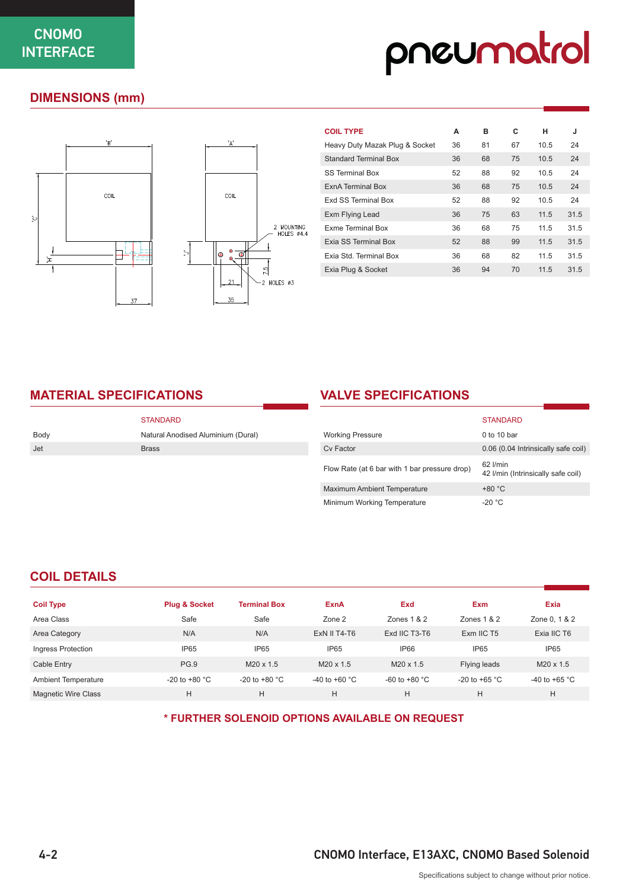CNOMO INTERFACE

pneumatrol

## DIMENSIONS (mm)

'B'
'A'
COIL
COIL
'C'
'H'
'J'
2 MOUNTING HOLES ø4.4
7.5
2 HOLES ø3
21
37
35

| COIL TYPE | A | B | C | H | J |
|---|---|---|---|---|---|
| Heavy Duty Mazak Plug & Socket | 36 | 81 | 67 | 10.5 | 24 |
| Standard Terminal Box | 36 | 68 | 75 | 10.5 | 24 |
| SS Terminal Box | 52 | 88 | 92 | 10.5 | 24 |
| ExnA Terminal Box | 36 | 68 | 75 | 10.5 | 24 |
| Exd SS Terminal Box | 52 | 88 | 92 | 10.5 | 24 |
| Exm Flying Lead | 36 | 75 | 63 | 11.5 | 31.5 |
| Exme Terminal Box | 36 | 68 | 75 | 11.5 | 31.5 |
| Exia SS Terminal Box | 52 | 88 | 99 | 11.5 | 31.5 |
| Exia Std. Terminal Box | 36 | 68 | 82 | 11.5 | 31.5 |
| Exia Plug & Socket | 36 | 94 | 70 | 11.5 | 31.5 |

## MATERIAL SPECIFICATIONS

| | STANDARD |
|---|---|
| Body | Natural Anodised Aluminium (Dural) |
| Jet | Brass |

## VALVE SPECIFICATIONS

| | STANDARD |
|---|---|
| Working Pressure | 0 to 10 bar |
| Cv Factor | 0.06 (0.04 Intrinsically safe coil) |
| Flow Rate (at 6 bar with 1 bar pressure drop) | 62 l/min<br>42 l/min (Intrinsically safe coil) |
| Maximum Ambient Temperature | +80 °C |
| Minimum Working Temperature | -20 °C |

## COIL DETAILS

| Coil Type | Plug & Socket | Terminal Box | ExnA | Exd | Exm | Exia |
|---|---|---|---|---|---|---|
| Area Class | Safe | Safe | Zone 2 | Zones 1 & 2 | Zones 1 & 2 | Zone 0, 1 & 2 |
| Area Category | N/A | N/A | ExN II T4-T6 | Exd IIC T3-T6 | Exm IIC T5 | Exia IIC T6 |
| Ingress Protection | IP65 | IP65 | IP65 | IP66 | IP65 | IP65 |
| Cable Entry | PG.9 | M20 x 1.5 | M20 x 1.5 | M20 x 1.5 | Flying leads | M20 x 1.5 |
| Ambient Temperature | -20 to +80 °C | -20 to +80 °C | -40 to +60 °C | -60 to +80 °C | -20 to +65 °C | -40 to +65 °C |
| Magnetic Wire Class | H | H | H | H | H | H |

**\* FURTHER SOLENOID OPTIONS AVAILABLE ON REQUEST**

CNOMO Interface, E13AXC, CNOMO Based Solenoid

Specifications subject to change without prior notice.